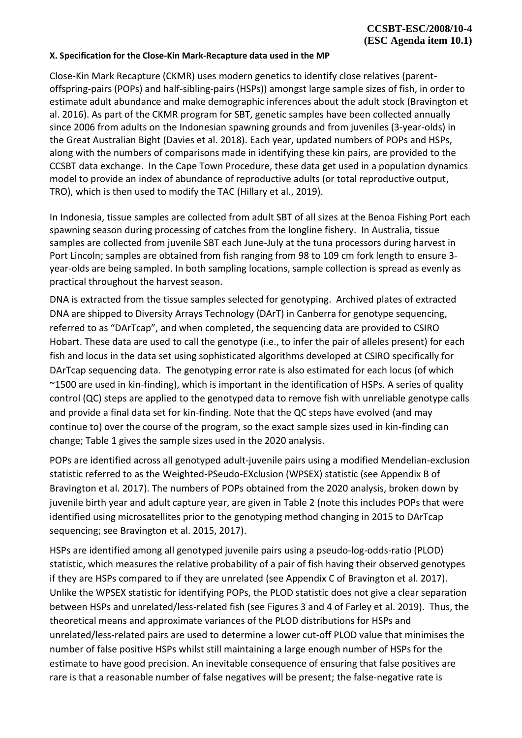**X. Specification for the Close-Kin Mark-Recapture data used in the MP**

Close-Kin Mark Recapture (CKMR) uses modern genetics to identify close relatives (parent-offspring-pairs (POPs) and half-sibling-pairs (HSPs)) amongst large sample sizes of fish, in order to estimate adult abundance and make demographic inferences about the adult stock (Bravington et al. 2016). As part of the CKMR program for SBT, genetic samples have been collected annually since 2006 from adults on the Indonesian spawning grounds and from juveniles (3-year-olds) in the Great Australian Bight (Davies et al. 2018). Each year, updated numbers of POPs and HSPs, along with the numbers of comparisons made in identifying these kin pairs, are provided to the CCSBT data exchange. In the Cape Town Procedure, these data get used in a population dynamics model to provide an index of abundance of reproductive adults (or total reproductive output, TRO), which is then used to modify the TAC (Hillary et al., 2019).

In Indonesia, tissue samples are collected from adult SBT of all sizes at the Benoa Fishing Port each spawning season during processing of catches from the longline fishery. In Australia, tissue samples are collected from juvenile SBT each June-July at the tuna processors during harvest in Port Lincoln; samples are obtained from fish ranging from 98 to 109 cm fork length to ensure 3-year-olds are being sampled. In both sampling locations, sample collection is spread as evenly as practical throughout the harvest season.

DNA is extracted from the tissue samples selected for genotyping. Archived plates of extracted DNA are shipped to Diversity Arrays Technology (DArT) in Canberra for genotype sequencing, referred to as "DArTcap", and when completed, the sequencing data are provided to CSIRO Hobart. These data are used to call the genotype (i.e., to infer the pair of alleles present) for each fish and locus in the data set using sophisticated algorithms developed at CSIRO specifically for DArTcap sequencing data. The genotyping error rate is also estimated for each locus (of which ~1500 are used in kin-finding), which is important in the identification of HSPs. A series of quality control (QC) steps are applied to the genotyped data to remove fish with unreliable genotype calls and provide a final data set for kin-finding. Note that the QC steps have evolved (and may continue to) over the course of the program, so the exact sample sizes used in kin-finding can change; Table 1 gives the sample sizes used in the 2020 analysis.

POPs are identified across all genotyped adult-juvenile pairs using a modified Mendelian-exclusion statistic referred to as the Weighted-PSeudo-EXclusion (WPSEX) statistic (see Appendix B of Bravington et al. 2017). The numbers of POPs obtained from the 2020 analysis, broken down by juvenile birth year and adult capture year, are given in Table 2 (note this includes POPs that were identified using microsatellites prior to the genotyping method changing in 2015 to DArTcap sequencing; see Bravington et al. 2015, 2017).

HSPs are identified among all genotyped juvenile pairs using a pseudo-log-odds-ratio (PLOD) statistic, which measures the relative probability of a pair of fish having their observed genotypes if they are HSPs compared to if they are unrelated (see Appendix C of Bravington et al. 2017). Unlike the WPSEX statistic for identifying POPs, the PLOD statistic does not give a clear separation between HSPs and unrelated/less-related fish (see Figures 3 and 4 of Farley et al. 2019). Thus, the theoretical means and approximate variances of the PLOD distributions for HSPs and unrelated/less-related pairs are used to determine a lower cut-off PLOD value that minimises the number of false positive HSPs whilst still maintaining a large enough number of HSPs for the estimate to have good precision. An inevitable consequence of ensuring that false positives are rare is that a reasonable number of false negatives will be present; the false-negative rate is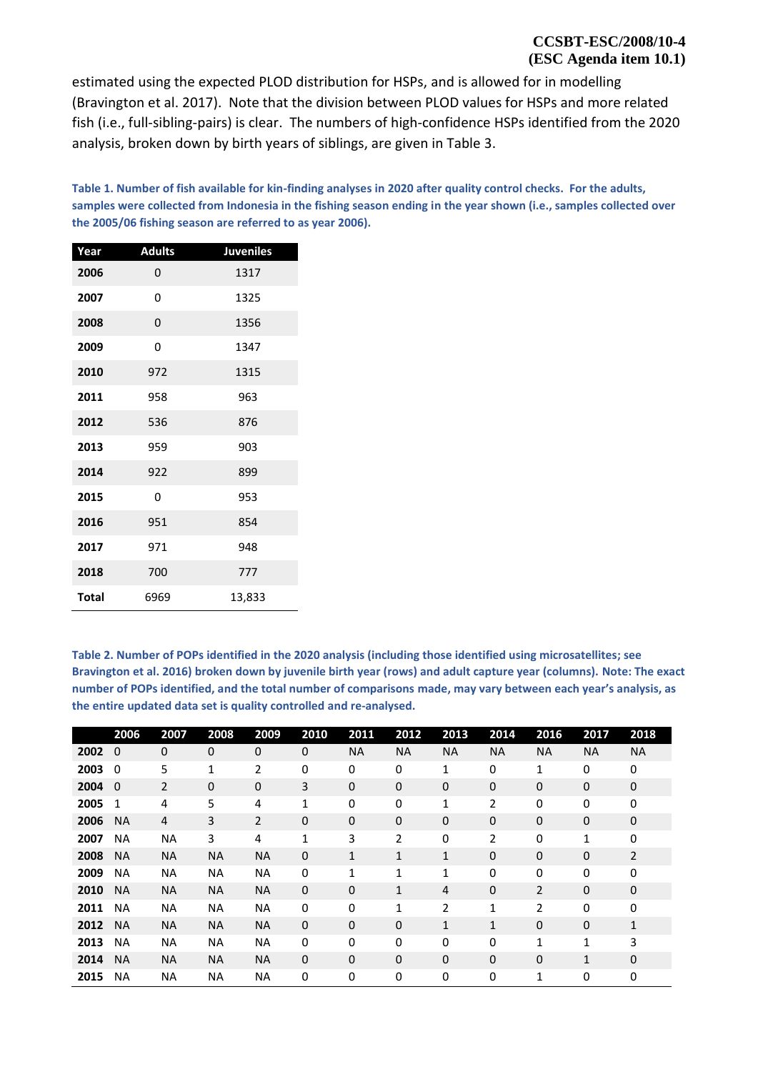estimated using the expected PLOD distribution for HSPs, and is allowed for in modelling (Bravington et al. 2017). Note that the division between PLOD values for HSPs and more related fish (i.e., full-sibling-pairs) is clear. The numbers of high-confidence HSPs identified from the 2020 analysis, broken down by birth years of siblings, are given in Table 3.

**Table 1. Number of fish available for kin-finding analyses in 2020 after quality control checks. For the adults, samples were collected from Indonesia in the fishing season ending in the year shown (i.e., samples collected over the 2005/06 fishing season are referred to as year 2006).**

| Year | Adults | Juveniles |
|---|---|---|
| **2006** | 0 | 1317 |
| **2007** | 0 | 1325 |
| **2008** | 0 | 1356 |
| **2009** | 0 | 1347 |
| **2010** | 972 | 1315 |
| **2011** | 958 | 963 |
| **2012** | 536 | 876 |
| **2013** | 959 | 903 |
| **2014** | 922 | 899 |
| **2015** | 0 | 953 |
| **2016** | 951 | 854 |
| **2017** | 971 | 948 |
| **2018** | 700 | 777 |
| **Total** | 6969 | 13,833 |

**Table 2. Number of POPs identified in the 2020 analysis (including those identified using microsatellites; see Bravington et al. 2016) broken down by juvenile birth year (rows) and adult capture year (columns). Note: The exact number of POPs identified, and the total number of comparisons made, may vary between each year's analysis, as the entire updated data set is quality controlled and re-analysed.**

| | 2006 | 2007 | 2008 | 2009 | 2010 | 2011 | 2012 | 2013 | 2014 | 2016 | 2017 | 2018 |
|---|---|---|---|---|---|---|---|---|---|---|---|---|
| **2002** | 0 | 0 | 0 | 0 | 0 | NA | NA | NA | NA | NA | NA | NA |
| **2003** | 0 | 5 | 1 | 2 | 0 | 0 | 0 | 1 | 0 | 1 | 0 | 0 |
| **2004** | 0 | 2 | 0 | 0 | 3 | 0 | 0 | 0 | 0 | 0 | 0 | 0 |
| **2005** | 1 | 4 | 5 | 4 | 1 | 0 | 0 | 1 | 2 | 0 | 0 | 0 |
| **2006** | NA | 4 | 3 | 2 | 0 | 0 | 0 | 0 | 0 | 0 | 0 | 0 |
| **2007** | NA | NA | 3 | 4 | 1 | 3 | 2 | 0 | 2 | 0 | 1 | 0 |
| **2008** | NA | NA | NA | NA | 0 | 1 | 1 | 1 | 0 | 0 | 0 | 2 |
| **2009** | NA | NA | NA | NA | 0 | 1 | 1 | 1 | 0 | 0 | 0 | 0 |
| **2010** | NA | NA | NA | NA | 0 | 0 | 1 | 4 | 0 | 2 | 0 | 0 |
| **2011** | NA | NA | NA | NA | 0 | 0 | 1 | 2 | 1 | 2 | 0 | 0 |
| **2012** | NA | NA | NA | NA | 0 | 0 | 0 | 1 | 1 | 0 | 0 | 1 |
| **2013** | NA | NA | NA | NA | 0 | 0 | 0 | 0 | 0 | 1 | 1 | 3 |
| **2014** | NA | NA | NA | NA | 0 | 0 | 0 | 0 | 0 | 0 | 1 | 0 |
| **2015** | NA | NA | NA | NA | 0 | 0 | 0 | 0 | 0 | 1 | 0 | 0 |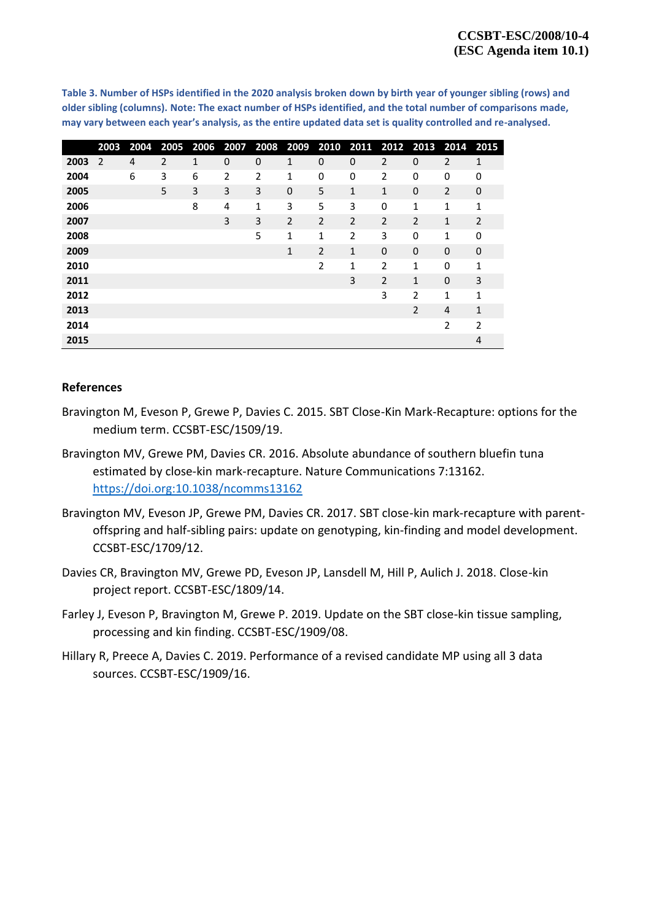**Table 3. Number of HSPs identified in the 2020 analysis broken down by birth year of younger sibling (rows) and older sibling (columns). Note: The exact number of HSPs identified, and the total number of comparisons made, may vary between each year's analysis, as the entire updated data set is quality controlled and re-analysed.**

| | 2003 | 2004 | 2005 | 2006 | 2007 | 2008 | 2009 | 2010 | 2011 | 2012 | 2013 | 2014 | 2015 |
|---|---|---|---|---|---|---|---|---|---|---|---|---|---|
| **2003** | 2 | 4 | 2 | 1 | 0 | 0 | 1 | 0 | 0 | 2 | 0 | 2 | 1 |
| **2004** | | 6 | 3 | 6 | 2 | 2 | 1 | 0 | 0 | 2 | 0 | 0 | 0 |
| **2005** | | | 5 | 3 | 3 | 3 | 0 | 5 | 1 | 1 | 0 | 2 | 0 |
| **2006** | | | | 8 | 4 | 1 | 3 | 5 | 3 | 0 | 1 | 1 | 1 |
| **2007** | | | | | 3 | 3 | 2 | 2 | 2 | 2 | 2 | 1 | 2 |
| **2008** | | | | | | 5 | 1 | 1 | 2 | 3 | 0 | 1 | 0 |
| **2009** | | | | | | | 1 | 2 | 1 | 0 | 0 | 0 | 0 |
| **2010** | | | | | | | | 2 | 1 | 2 | 1 | 0 | 1 |
| **2011** | | | | | | | | | 3 | 2 | 1 | 0 | 3 |
| **2012** | | | | | | | | | | 3 | 2 | 1 | 1 |
| **2013** | | | | | | | | | | | 2 | 4 | 1 |
| **2014** | | | | | | | | | | | | 2 | 2 |
| **2015** | | | | | | | | | | | | | 4 |

## References

Bravington M, Eveson P, Grewe P, Davies C. 2015. SBT Close-Kin Mark-Recapture: options for the medium term. CCSBT-ESC/1509/19.

Bravington MV, Grewe PM, Davies CR. 2016. Absolute abundance of southern bluefin tuna estimated by close-kin mark-recapture. Nature Communications 7:13162. https://doi.org:10.1038/ncomms13162

Bravington MV, Eveson JP, Grewe PM, Davies CR. 2017. SBT close-kin mark-recapture with parent-offspring and half-sibling pairs: update on genotyping, kin-finding and model development. CCSBT-ESC/1709/12.

Davies CR, Bravington MV, Grewe PD, Eveson JP, Lansdell M, Hill P, Aulich J. 2018. Close-kin project report. CCSBT-ESC/1809/14.

Farley J, Eveson P, Bravington M, Grewe P. 2019. Update on the SBT close-kin tissue sampling, processing and kin finding. CCSBT-ESC/1909/08.

Hillary R, Preece A, Davies C. 2019. Performance of a revised candidate MP using all 3 data sources. CCSBT-ESC/1909/16.